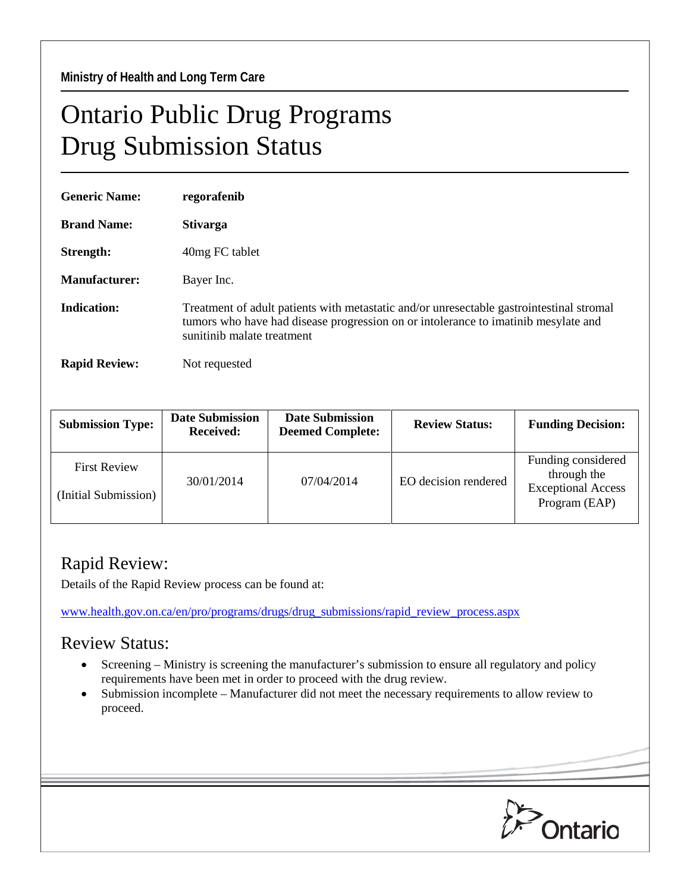Ministry of Health and Long Term Care

# Ontario Public Drug Programs
# Drug Submission Status

**Generic Name:** **regorafenib**

**Brand Name:** **Stivarga**

**Strength:** 40mg FC tablet

**Manufacturer:** Bayer Inc.

**Indication:** Treatment of adult patients with metastatic and/or unresectable gastrointestinal stromal tumors who have had disease progression on or intolerance to imatinib mesylate and sunitinib malate treatment

**Rapid Review:** Not requested

| Submission Type: | Date Submission Received: | Date Submission Deemed Complete: | Review Status: | Funding Decision: |
|---|---|---|---|---|
| First Review (Initial Submission) | 30/01/2014 | 07/04/2014 | EO decision rendered | Funding considered through the Exceptional Access Program (EAP) |

## Rapid Review:

Details of the Rapid Review process can be found at:

www.health.gov.on.ca/en/pro/programs/drugs/drug_submissions/rapid_review_process.aspx

## Review Status:

- Screening – Ministry is screening the manufacturer's submission to ensure all regulatory and policy requirements have been met in order to proceed with the drug review.
- Submission incomplete – Manufacturer did not meet the necessary requirements to allow review to proceed.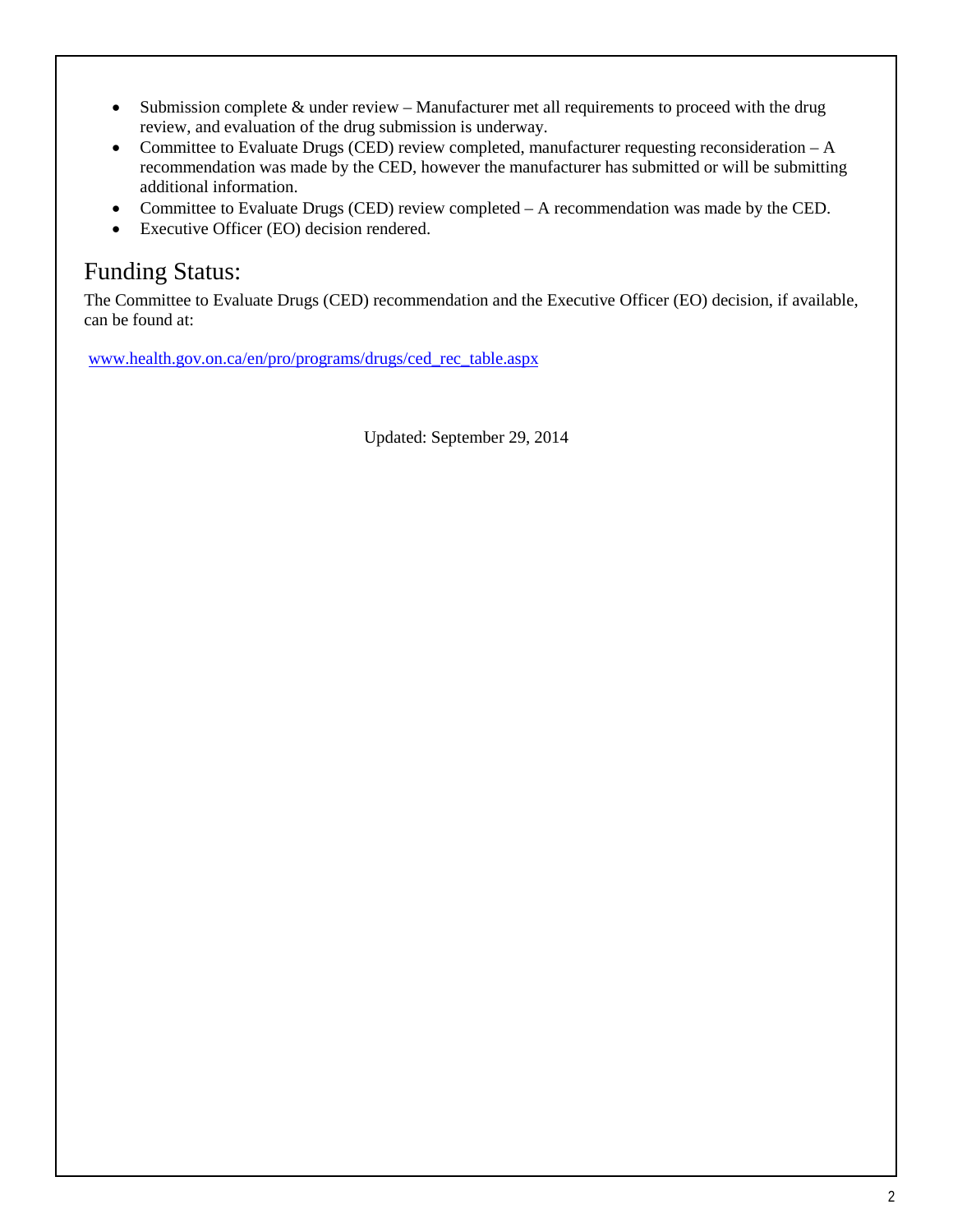- Submission complete & under review – Manufacturer met all requirements to proceed with the drug review, and evaluation of the drug submission is underway.
- Committee to Evaluate Drugs (CED) review completed, manufacturer requesting reconsideration – A recommendation was made by the CED, however the manufacturer has submitted or will be submitting additional information.
- Committee to Evaluate Drugs (CED) review completed – A recommendation was made by the CED.
- Executive Officer (EO) decision rendered.

## Funding Status:

The Committee to Evaluate Drugs (CED) recommendation and the Executive Officer (EO) decision, if available, can be found at:

www.health.gov.on.ca/en/pro/programs/drugs/ced_rec_table.aspx

Updated: September 29, 2014